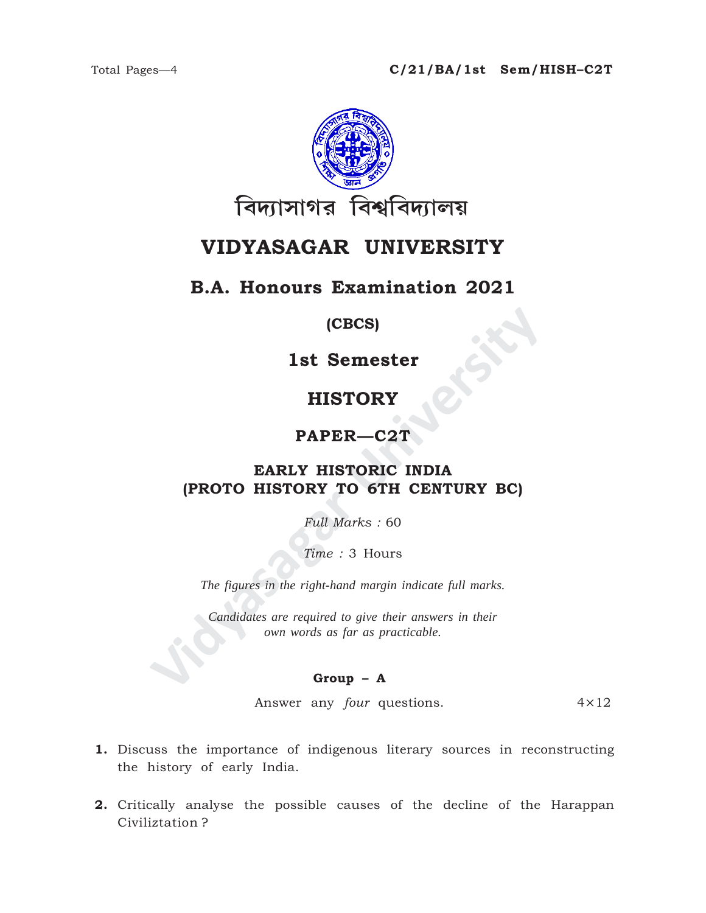Total Pages—4

**C/21/BA/1st Sem/HISH–C2T**

বিদ্যাসাগর বিশ্ববিদ্যালয়

# VIDYASAGAR UNIVERSITY

## B.A. Honours Examination 2021

**(CBCS)**

## 1st Semester

## HISTORY

### PAPER—C2T

### EARLY HISTORIC INDIA
### (PROTO HISTORY TO 6TH CENTURY BC)

*Full Marks :* 60

*Time :* 3 Hours

*The figures in the right-hand margin indicate full marks.*

*Candidates are required to give their answers in their own words as far as practicable.*

**Group – A**

Answer any *four* questions. 4×12

**1.** Discuss the importance of indigenous literary sources in reconstructing the history of early India.

**2.** Critically analyse the possible causes of the decline of the Harappan Civiliztation ?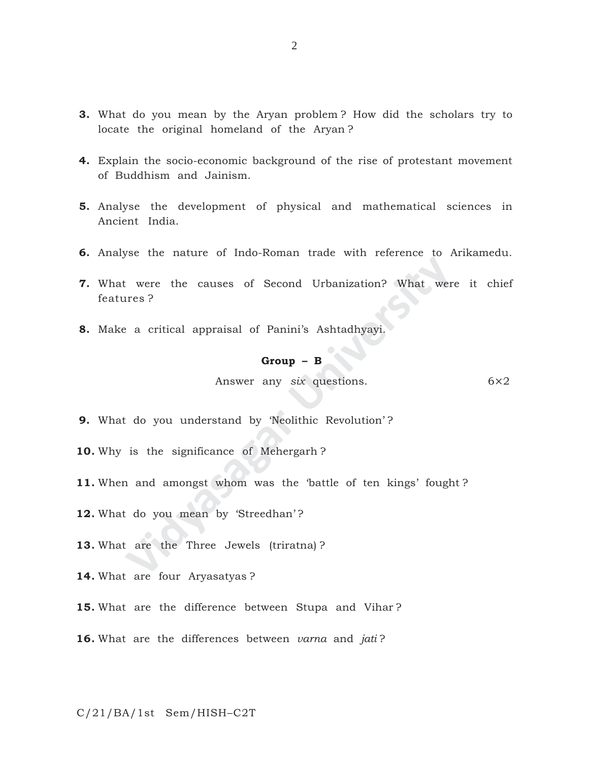**3.** What do you mean by the Aryan problem ? How did the scholars try to locate the original homeland of the Aryan ?

**4.** Explain the socio-economic background of the rise of protestant movement of Buddhism and Jainism.

**5.** Analyse the development of physical and mathematical sciences in Ancient India.

**6.** Analyse the nature of Indo-Roman trade with reference to Arikamedu.

**7.** What were the causes of Second Urbanization? What were it chief features ?

**8.** Make a critical appraisal of Panini's Ashtadhyayi.

### Group – B

Answer any *six* questions. 6×2

**9.** What do you understand by 'Neolithic Revolution' ?

**10.** Why is the significance of Mehergarh ?

**11.** When and amongst whom was the 'battle of ten kings' fought ?

**12.** What do you mean by 'Streedhan' ?

**13.** What are the Three Jewels (triratna) ?

**14.** What are four Aryasatyas ?

**15.** What are the difference between Stupa and Vihar ?

**16.** What are the differences between *varna* and *jati* ?

C/21/BA/1st Sem/HISH–C2T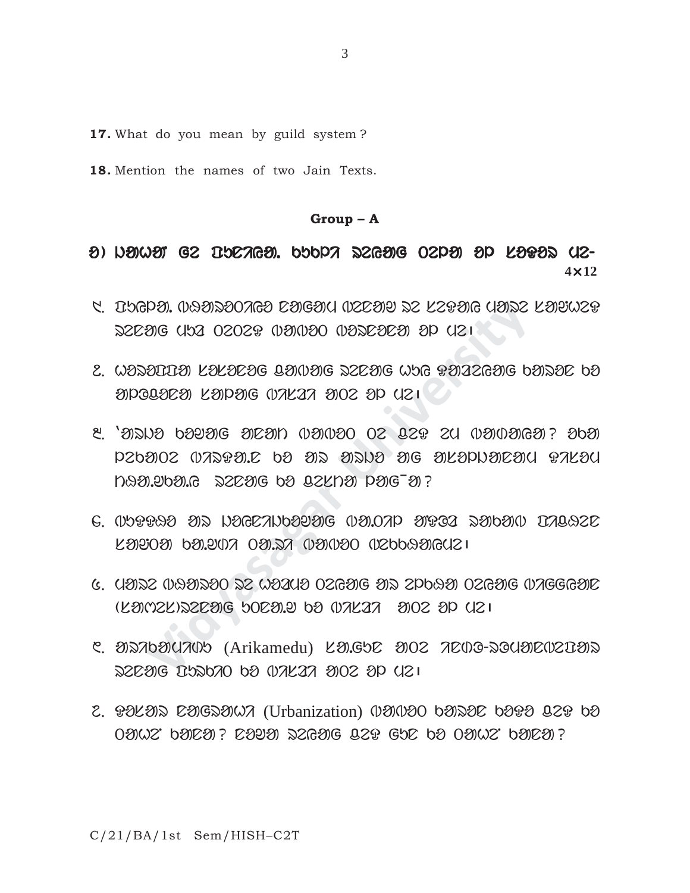**17.** What do you mean by guild system ?

**18.** Mention the names of two Jain Texts.

**Group – A**

4×12

(Arikamedu)

(Urbanization)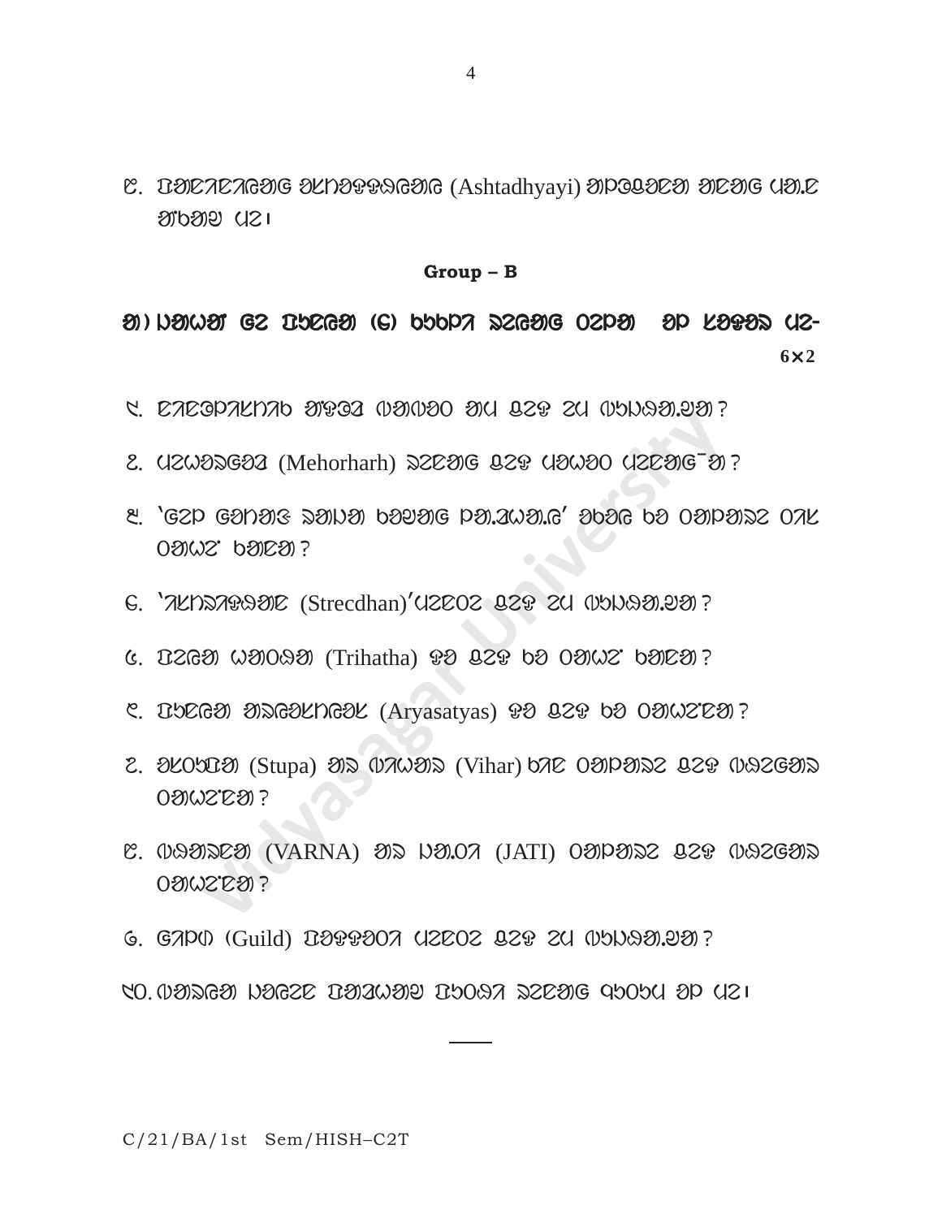᱘. ᱯᱟᱹᱱᱤᱱᱤᱭᱟᱜ ᱚᱥᱴᱟᱫᱷᱭᱟᱭᱤᱭᱟᱜ (Ashtadhyayi) ᱟᱨᱩᱣᱟᱹᱲ ᱟᱨᱮᱭᱟᱜ ᱩᱱᱩᱫ ᱟᱸᱠᱟᱣ ᱢᱮ ᱾

**Group – B**

ᱟ) ᱡᱟᱦᱟᱸ ᱜᱮ ᱛᱩᱨᱩᱭ (᱖) ᱠᱩᱠᱞᱤ ᱨᱮᱭᱟᱜ ᱛᱮᱞᱟ ᱮᱢ ᱨᱩᱣᱟᱹᱲ ᱢᱮ- **6×2**

᱑. ᱯᱮᱞᱤᱭᱳᱞᱤᱛᱷᱤᱠ ᱡᱩᱜ ᱥᱟᱶᱛᱮ ᱪᱮᱫ ᱮᱢ ᱵᱩᱡᱷᱟᱹᱣ.ᱟ?

᱒. ᱢᱮᱦᱚᱨᱜᱲ (Mehorharh) ᱥᱟᱹᱨᱤᱭᱟᱜ ᱪᱮᱫ ᱢᱮᱱᱟᱜ ᱢᱮᱱᱮᱫᱟ?

᱓. 'ᱜᱮᱢ ᱜᱟᱛᱮᱭ ᱥᱟᱱᱟᱢ ᱵᱚᱫᱚᱭ ᱯᱷ.ᱞᱦᱟ.ᱜ' ᱫᱚᱦᱚ ᱵᱚ ᱛᱟᱯᱟᱥᱮ ᱛᱟᱭ ᱛᱟᱦᱮ ᱵᱟᱨᱮᱭᱟ?

᱔. 'ᱥᱴᱨᱤᱫᱷᱚᱱ (Strecdhan)' ᱢᱮᱱᱛᱮ ᱪᱮᱫ ᱮᱢ ᱵᱩᱡᱷᱟᱹᱣ.ᱟ?

᱕. ᱴᱨᱤᱦᱟ ᱦᱟᱛᱷᱟ (Trihatha) ᱪᱚ ᱪᱮᱫ ᱵᱚ ᱛᱟᱦᱮ ᱵᱟᱨᱮᱭᱟ?

᱖. ᱴᱷᱮᱨᱤᱭᱟ ᱟᱥᱤᱭᱟᱥᱟᱛᱭᱟᱥ (Aryasatyas) ᱪᱚ ᱪᱮᱫ ᱵᱚ ᱛᱟᱦᱮᱨᱮᱭᱟ?

᱗. ᱥᱛᱩᱯᱟ (Stupa) ᱟᱨ ᱵᱤᱦᱟᱨ (Vihar) ᱵᱟᱵᱚᱫ ᱛᱟᱯᱟᱥᱮ ᱪᱮᱫ ᱵᱟᱲᱤᱡᱟᱥ ᱛᱟᱦᱮᱨᱮᱭᱟ?

᱘. ᱵᱟᱨᱱᱚ (VARNA) ᱟᱨ ᱡᱟ.ᱛᱤ (JATI) ᱛᱟᱯᱟᱥᱮ ᱪᱮᱫ ᱵᱟᱲᱤᱡᱟᱥ ᱛᱟᱦᱮᱨᱮᱭᱟ?

᱙. ᱜᱤᱞᱰ (Guild) ᱴᱚᱯᱯᱚᱛᱤ ᱢᱮᱱᱛᱮ ᱪᱮᱫ ᱮᱢ ᱵᱩᱡᱷᱟᱹᱣ.ᱟ?

᱑᱐. ᱵᱟᱥᱤᱭᱟ ᱡᱚᱭᱢᱮᱨ ᱴᱟᱞᱦᱟᱫ ᱴᱷᱮᱛᱷᱤ ᱥᱟᱹᱨᱤᱭᱟᱜ ᱠᱷᱟᱴᱚ ᱚᱞ ᱢᱮ ᱾